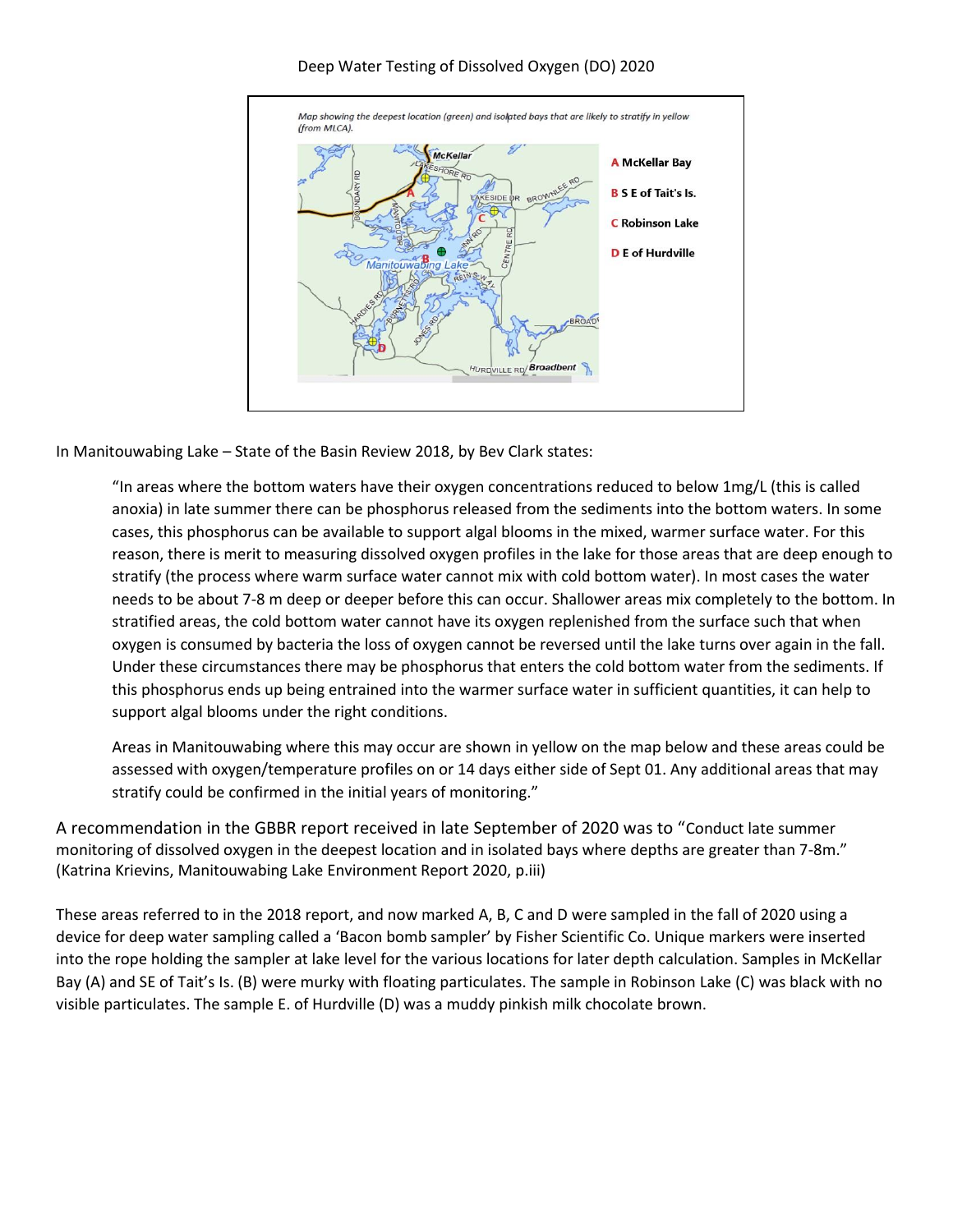# Deep Water Testing of Dissolved Oxygen (DO) 2020

*Map showing the deepest location (green) and isolated bays that are likely to stratify in yellow (from MLCA).*

**A** McKellar Bay

**B** S E of Tait's Is.

**C** Robinson Lake

**D** E of Hurdville

In Manitouwabing Lake – State of the Basin Review 2018, by Bev Clark states:

> "In areas where the bottom waters have their oxygen concentrations reduced to below 1mg/L (this is called anoxia) in late summer there can be phosphorus released from the sediments into the bottom waters. In some cases, this phosphorus can be available to support algal blooms in the mixed, warmer surface water. For this reason, there is merit to measuring dissolved oxygen profiles in the lake for those areas that are deep enough to stratify (the process where warm surface water cannot mix with cold bottom water). In most cases the water needs to be about 7-8 m deep or deeper before this can occur. Shallower areas mix completely to the bottom. In stratified areas, the cold bottom water cannot have its oxygen replenished from the surface such that when oxygen is consumed by bacteria the loss of oxygen cannot be reversed until the lake turns over again in the fall. Under these circumstances there may be phosphorus that enters the cold bottom water from the sediments. If this phosphorus ends up being entrained into the warmer surface water in sufficient quantities, it can help to support algal blooms under the right conditions.
>
> Areas in Manitouwabing where this may occur are shown in yellow on the map below and these areas could be assessed with oxygen/temperature profiles on or 14 days either side of Sept 01. Any additional areas that may stratify could be confirmed in the initial years of monitoring."

A recommendation in the GBBR report received in late September of 2020 was to "Conduct late summer monitoring of dissolved oxygen in the deepest location and in isolated bays where depths are greater than 7-8m." (Katrina Krievins, Manitouwabing Lake Environment Report 2020, p.iii)

These areas referred to in the 2018 report, and now marked A, B, C and D were sampled in the fall of 2020 using a device for deep water sampling called a 'Bacon bomb sampler' by Fisher Scientific Co. Unique markers were inserted into the rope holding the sampler at lake level for the various locations for later depth calculation. Samples in McKellar Bay (A) and SE of Tait's Is. (B) were murky with floating particulates. The sample in Robinson Lake (C) was black with no visible particulates. The sample E. of Hurdville (D) was a muddy pinkish milk chocolate brown.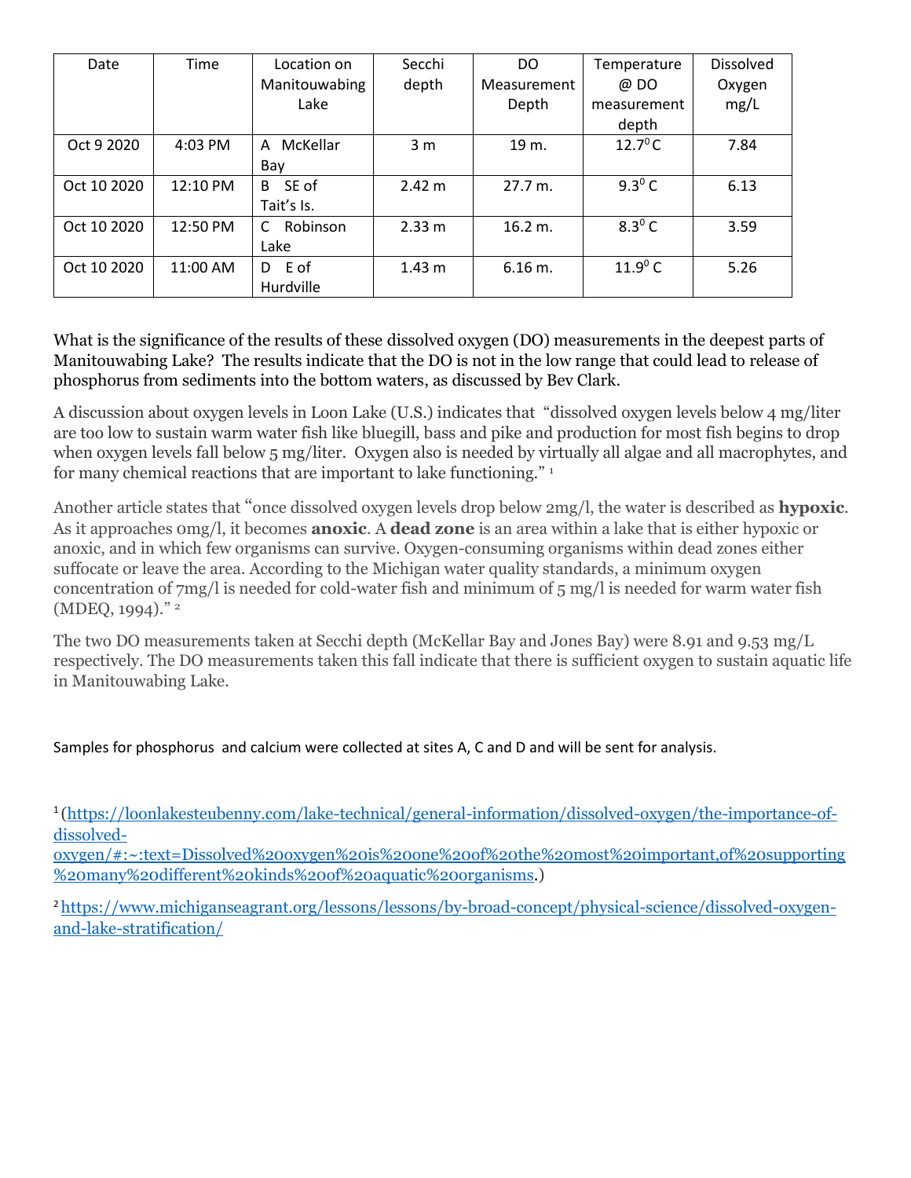| Date | Time | Location on Manitouwabing Lake | Secchi depth | DO Measurement Depth | Temperature @ DO measurement depth | Dissolved Oxygen mg/L |
|---|---|---|---|---|---|---|
| Oct 9 2020 | 4:03 PM | A McKellar Bay | 3 m | 19 m. | $12.7^0$ C | 7.84 |
| Oct 10 2020 | 12:10 PM | B SE of Tait's Is. | 2.42 m | 27.7 m. | $9.3^0$ C | 6.13 |
| Oct 10 2020 | 12:50 PM | C Robinson Lake | 2.33 m | 16.2 m. | $8.3^0$ C | 3.59 |
| Oct 10 2020 | 11:00 AM | D E of Hurdville | 1.43 m | 6.16 m. | $11.9^0$ C | 5.26 |

What is the significance of the results of these dissolved oxygen (DO) measurements in the deepest parts of Manitouwabing Lake? The results indicate that the DO is not in the low range that could lead to release of phosphorus from sediments into the bottom waters, as discussed by Bev Clark.

A discussion about oxygen levels in Loon Lake (U.S.) indicates that "dissolved oxygen levels below 4 mg/liter are too low to sustain warm water fish like bluegill, bass and pike and production for most fish begins to drop when oxygen levels fall below 5 mg/liter. Oxygen also is needed by virtually all algae and all macrophytes, and for many chemical reactions that are important to lake functioning." [1]

Another article states that "once dissolved oxygen levels drop below 2mg/l, the water is described as **hypoxic**. As it approaches 0mg/l, it becomes **anoxic**. A **dead zone** is an area within a lake that is either hypoxic or anoxic, and in which few organisms can survive. Oxygen-consuming organisms within dead zones either suffocate or leave the area. According to the Michigan water quality standards, a minimum oxygen concentration of 7mg/l is needed for cold-water fish and minimum of 5 mg/l is needed for warm water fish (MDEQ, 1994)." [2]

The two DO measurements taken at Secchi depth (McKellar Bay and Jones Bay) were 8.91 and 9.53 mg/L respectively. The DO measurements taken this fall indicate that there is sufficient oxygen to sustain aquatic life in Manitouwabing Lake.

Samples for phosphorus and calcium were collected at sites A, C and D and will be sent for analysis.

[1] (https://loonlakesteubenny.com/lake-technical/general-information/dissolved-oxygen/the-importance-of-dissolved-oxygen/#:~:text=Dissolved%20oxygen%20is%20one%20of%20the%20most%20important,of%20supporting%20many%20different%20kinds%20of%20aquatic%20organisms.)

[2] https://www.michiganseagrant.org/lessons/lessons/by-broad-concept/physical-science/dissolved-oxygen-and-lake-stratification/